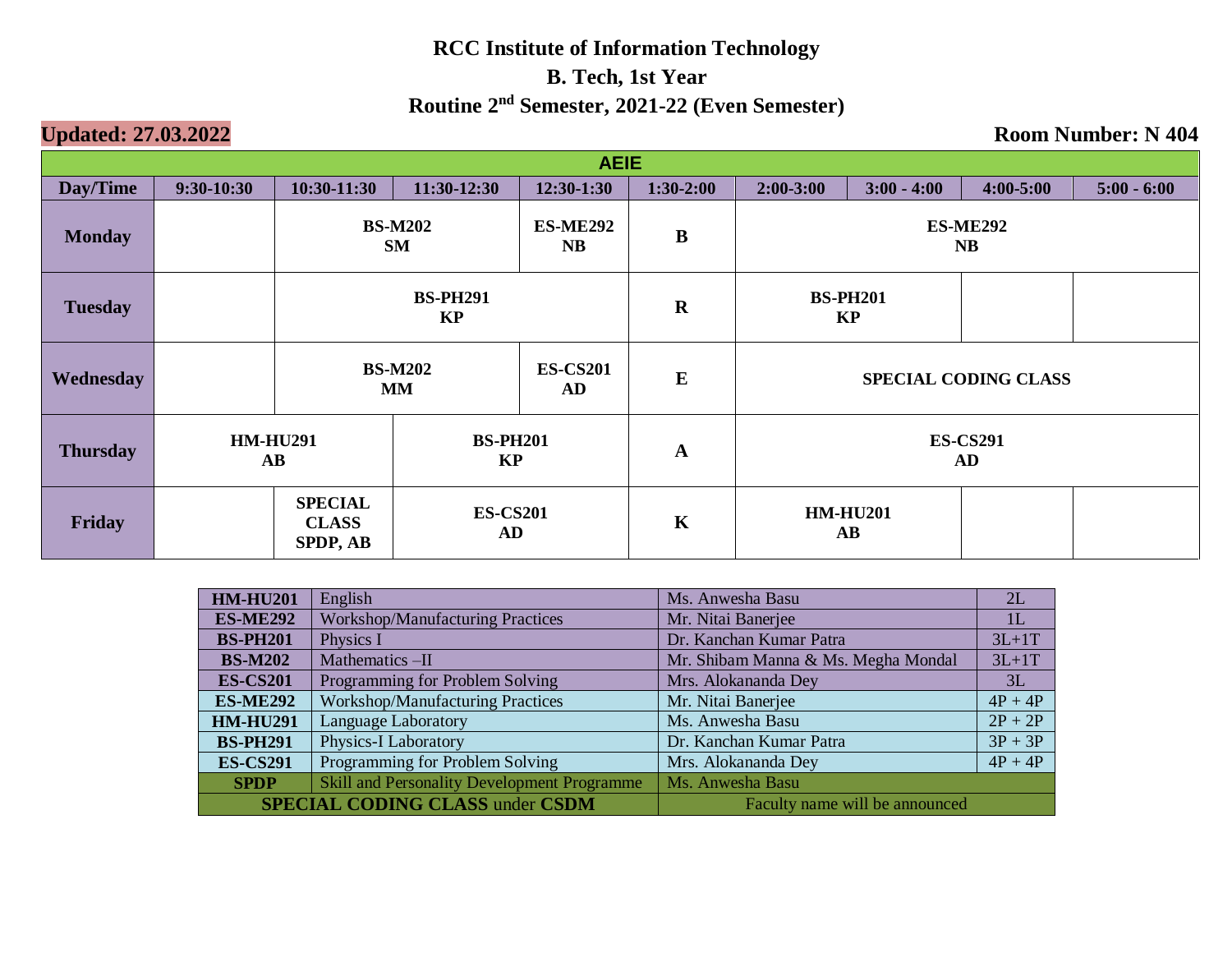# RCC Institute of Information Technology

## B. Tech, 1st Year

## Routine 2nd Semester, 2021-22 (Even Semester)

**Updated: 27.03.2022**

**Room Number: N 404**

| AEIE | | | | | | | | | |
|---|---|---|---|---|---|---|---|---|---|
| **Day/Time** | **9:30-10:30** | **10:30-11:30** | **11:30-12:30** | **12:30-1:30** | **1:30-2:00** | **2:00-3:00** | **3:00 - 4:00** | **4:00-5:00** | **5:00 - 6:00** |
| **Monday** | | **BS-M202 SM** | | **ES-ME292 NB** | **B** | **ES-ME292 NB** | | | |
| **Tuesday** | | **BS-PH291 KP** | | | **R** | **BS-PH201 KP** | | | |
| **Wednesday** | | **BS-M202 MM** | | **ES-CS201 AD** | **E** | **SPECIAL CODING CLASS** | | | |
| **Thursday** | **HM-HU291 AB** | | **BS-PH201 KP** | | **A** | **ES-CS291 AD** | | | |
| **Friday** | | **SPECIAL CLASS SPDP, AB** | **ES-CS201 AD** | | **K** | **HM-HU201 AB** | | | |

| Code | Subject | Faculty | Load |
|---|---|---|---|
| **HM-HU201** | English | Ms. Anwesha Basu | 2L |
| **ES-ME292** | Workshop/Manufacturing Practices | Mr. Nitai Banerjee | 1L |
| **BS-PH201** | Physics I | Dr. Kanchan Kumar Patra | 3L+1T |
| **BS-M202** | Mathematics –II | Mr. Shibam Manna & Ms. Megha Mondal | 3L+1T |
| **ES-CS201** | Programming for Problem Solving | Mrs. Alokananda Dey | 3L |
| **ES-ME292** | Workshop/Manufacturing Practices | Mr. Nitai Banerjee | 4P + 4P |
| **HM-HU291** | Language Laboratory | Ms. Anwesha Basu | 2P + 2P |
| **BS-PH291** | Physics-I Laboratory | Dr. Kanchan Kumar Patra | 3P + 3P |
| **ES-CS291** | Programming for Problem Solving | Mrs. Alokananda Dey | 4P + 4P |
| **SPDP** | Skill and Personality Development Programme | Ms. Anwesha Basu | |
| **SPECIAL CODING CLASS** under **CSDM** | | Faculty name will be announced | |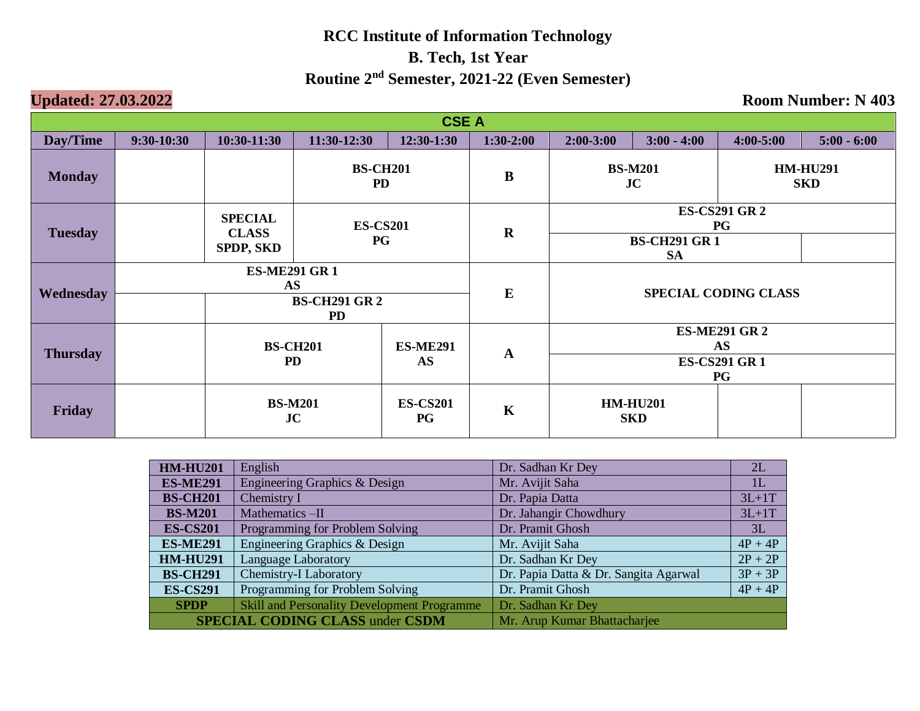# RCC Institute of Information Technology

## B. Tech, 1st Year

## Routine 2nd Semester, 2021-22 (Even Semester)

**Updated: 27.03.2022** **Room Number: N 403**

| CSE A | | | | | | | | | |
|---|---|---|---|---|---|---|---|---|---|
| **Day/Time** | **9:30-10:30** | **10:30-11:30** | **11:30-12:30** | **12:30-1:30** | **1:30-2:00** | **2:00-3:00** | **3:00 - 4:00** | **4:00-5:00** | **5:00 - 6:00** |
| **Monday** | | | **BS-CH201 PD** | | **B** | **BS-M201 JC** | | **HM-HU291 SKD** | |
| **Tuesday** | | **SPECIAL CLASS SPDP, SKD** | **ES-CS201 PG** | | **R** | **ES-CS291 GR 2 PG** / **BS-CH291 GR 1 SA** | | | |
| **Wednesday** | **ES-ME291 GR 1 AS** | **ES-ME291 GR 1 AS** / **BS-CH291 GR 2 PD** | | | **E** | **SPECIAL CODING CLASS** | | | |
| **Thursday** | | **BS-CH201 PD** | | **ES-ME291 AS** | **A** | **ES-ME291 GR 2 AS** / **ES-CS291 GR 1 PG** | | | |
| **Friday** | | **BS-M201 JC** | | **ES-CS201 PG** | **K** | **HM-HU201 SKD** | | | |

| Code | Subject | Teacher | Load |
|---|---|---|---|
| **HM-HU201** | English | Dr. Sadhan Kr Dey | 2L |
| **ES-ME291** | Engineering Graphics & Design | Mr. Avijit Saha | 1L |
| **BS-CH201** | Chemistry I | Dr. Papia Datta | 3L+1T |
| **BS-M201** | Mathematics –II | Dr. Jahangir Chowdhury | 3L+1T |
| **ES-CS201** | Programming for Problem Solving | Dr. Pramit Ghosh | 3L |
| **ES-ME291** | Engineering Graphics & Design | Mr. Avijit Saha | 4P + 4P |
| **HM-HU291** | Language Laboratory | Dr. Sadhan Kr Dey | 2P + 2P |
| **BS-CH291** | Chemistry-I Laboratory | Dr. Papia Datta & Dr. Sangita Agarwal | 3P + 3P |
| **ES-CS291** | Programming for Problem Solving | Dr. Pramit Ghosh | 4P + 4P |
| **SPDP** | Skill and Personality Development Programme | Dr. Sadhan Kr Dey | |
| **SPECIAL CODING CLASS** under **CSDM** | | Mr. Arup Kumar Bhattacharjee | |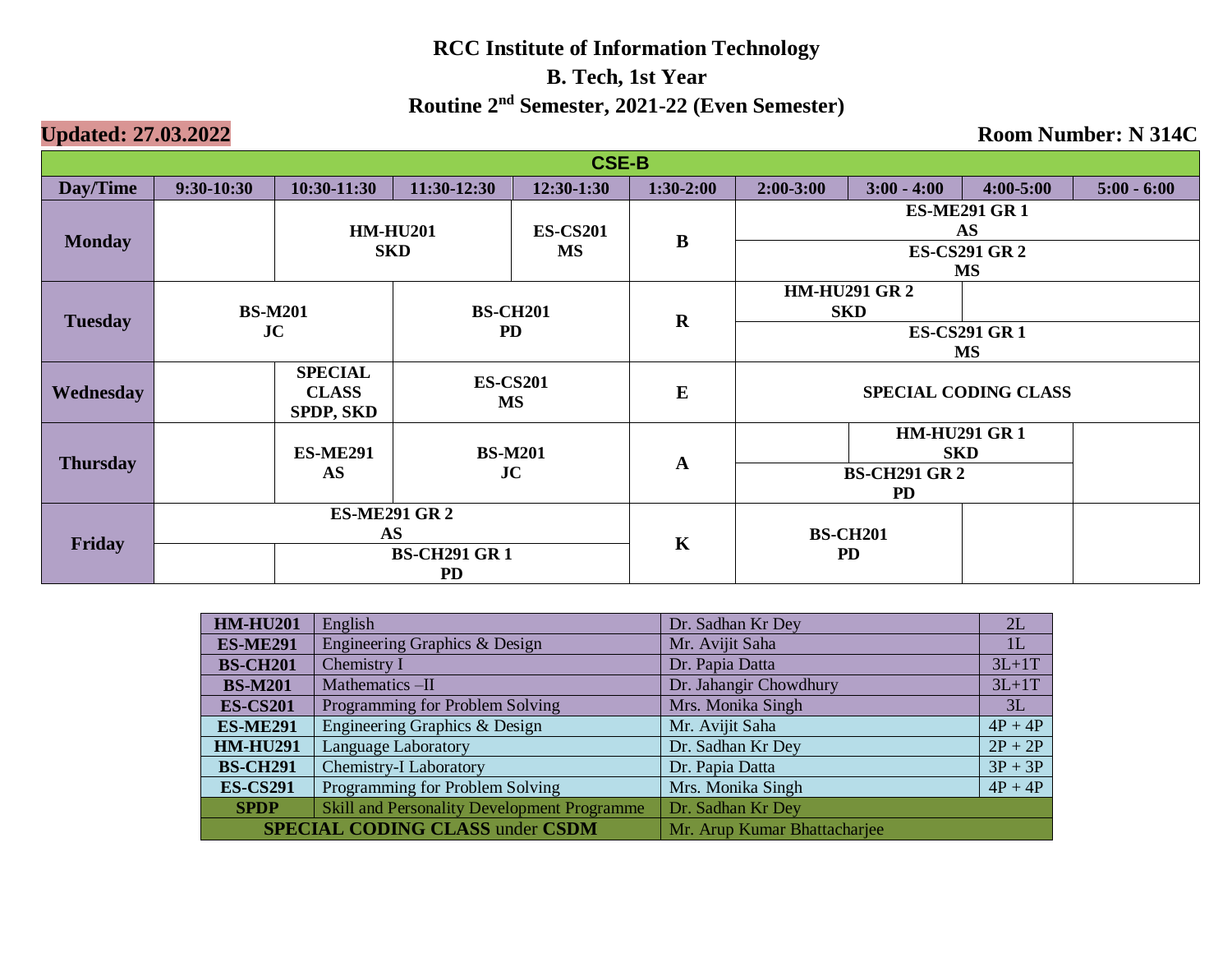# RCC Institute of Information Technology

## B. Tech, 1st Year

## Routine 2nd Semester, 2021-22 (Even Semester)

**Updated: 27.03.2022**

**Room Number: N 314C**

**CSE-B**

| Day/Time | 9:30-10:30 | 10:30-11:30 | 11:30-12:30 | 12:30-1:30 | 1:30-2:00 | 2:00-3:00 | 3:00 - 4:00 | 4:00-5:00 | 5:00 - 6:00 |
|---|---|---|---|---|---|---|---|---|---|
| Monday | | HM-HU201 SKD | | ES-CS201 MS | B | ES-ME291 GR 1 AS / ES-CS291 GR 2 MS | | | |
| Tuesday | BS-M201 JC | | BS-CH201 PD | | R | HM-HU291 GR 2 SKD / ES-CS291 GR 1 MS | | ES-CS291 GR 1 MS | |
| Wednesday | | SPECIAL CLASS SPDP, SKD | ES-CS201 MS | | E | SPECIAL CODING CLASS | | | |
| Thursday | | ES-ME291 AS | BS-M201 JC | | A | BS-CH291 GR 2 PD | HM-HU291 GR 1 SKD / BS-CH291 GR 2 PD | HM-HU291 GR 1 SKD | |
| Friday | ES-ME291 GR 2 AS | ES-ME291 GR 2 AS / BS-CH291 GR 1 PD | | | K | BS-CH201 PD | | | |

| Code | Subject | Teacher | Load |
|---|---|---|---|
| **HM-HU201** | English | Dr. Sadhan Kr Dey | 2L |
| **ES-ME291** | Engineering Graphics & Design | Mr. Avijit Saha | 1L |
| **BS-CH201** | Chemistry I | Dr. Papia Datta | 3L+1T |
| **BS-M201** | Mathematics –II | Dr. Jahangir Chowdhury | 3L+1T |
| **ES-CS201** | Programming for Problem Solving | Mrs. Monika Singh | 3L |
| **ES-ME291** | Engineering Graphics & Design | Mr. Avijit Saha | 4P + 4P |
| **HM-HU291** | Language Laboratory | Dr. Sadhan Kr Dey | 2P + 2P |
| **BS-CH291** | Chemistry-I Laboratory | Dr. Papia Datta | 3P + 3P |
| **ES-CS291** | Programming for Problem Solving | Mrs. Monika Singh | 4P + 4P |
| **SPDP** | Skill and Personality Development Programme | Dr. Sadhan Kr Dey | |
| **SPECIAL CODING CLASS** under **CSDM** | | Mr. Arup Kumar Bhattacharjee | |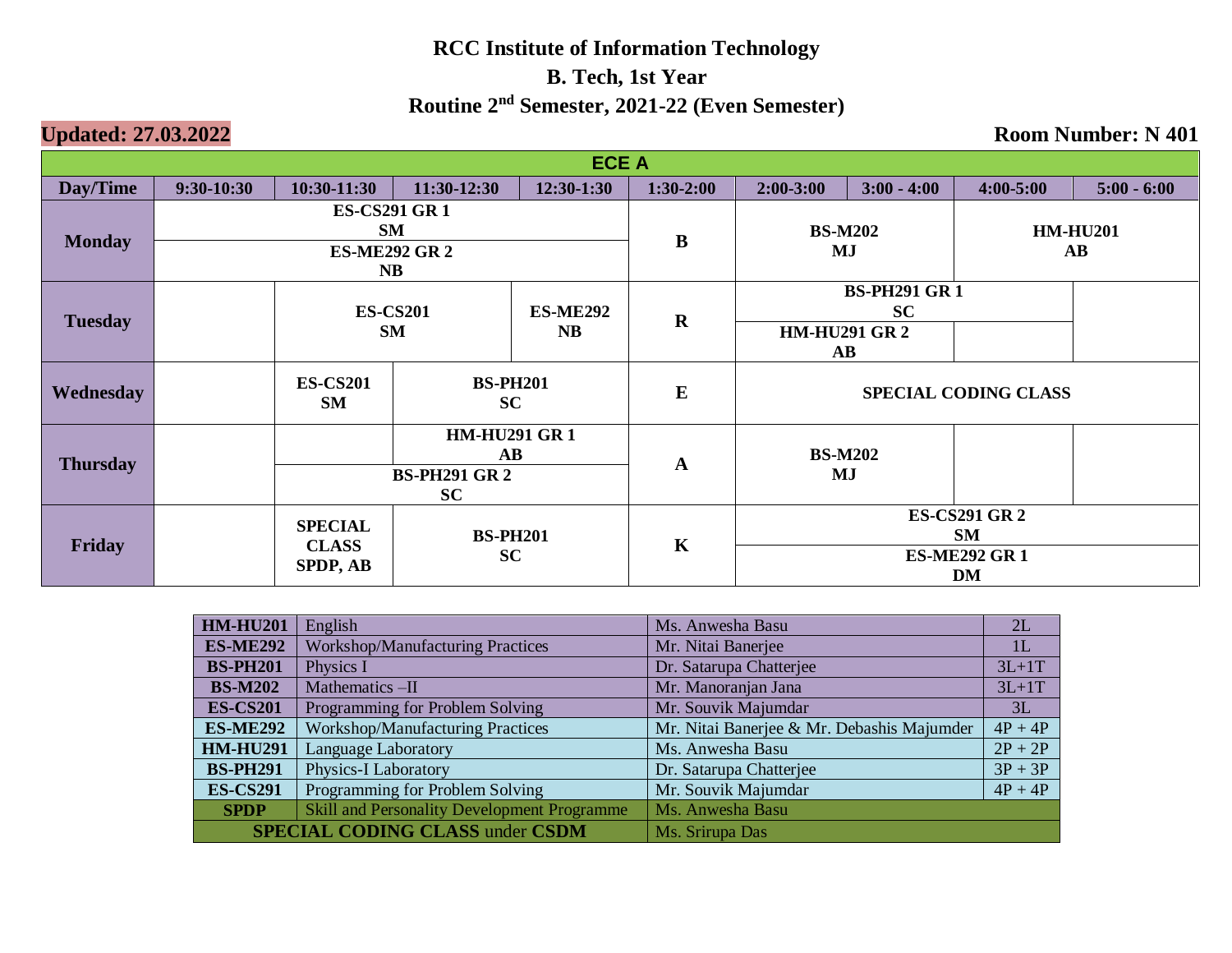# RCC Institute of Information Technology

## B. Tech, 1st Year

## Routine 2nd Semester, 2021-22 (Even Semester)

**Updated: 27.03.2022**

**Room Number: N 401**

| ECE A | | | | | | | | | |
|---|---|---|---|---|---|---|---|---|---|
| **Day/Time** | **9:30-10:30** | **10:30-11:30** | **11:30-12:30** | **12:30-1:30** | **1:30-2:00** | **2:00-3:00** | **3:00 - 4:00** | **4:00-5:00** | **5:00 - 6:00** |
| **Monday** | **ES-CS291 GR 1 SM** / **ES-ME292 GR 2 NB** | | | | **B** | **BS-M202 MJ** | | **HM-HU201 AB** | |
| **Tuesday** | | **ES-CS201 SM** | | **ES-ME292 NB** | **R** | **BS-PH291 GR 1 SC** / **HM-HU291 GR 2 AB** | | | |
| **Wednesday** | | **ES-CS201 SM** | **BS-PH201 SC** | | **E** | **SPECIAL CODING CLASS** | | | |
| **Thursday** | | | **HM-HU291 GR 1 AB** / **BS-PH291 GR 2 SC** | | **A** | **BS-M202 MJ** | | | |
| **Friday** | | **SPECIAL CLASS SPDP, AB** | **BS-PH201 SC** | | **K** | **ES-CS291 GR 2 SM** / **ES-ME292 GR 1 DM** | | | |

| Code | Subject | Faculty | Load |
|---|---|---|---|
| **HM-HU201** | English | Ms. Anwesha Basu | 2L |
| **ES-ME292** | Workshop/Manufacturing Practices | Mr. Nitai Banerjee | 1L |
| **BS-PH201** | Physics I | Dr. Satarupa Chatterjee | 3L+1T |
| **BS-M202** | Mathematics –II | Mr. Manoranjan Jana | 3L+1T |
| **ES-CS201** | Programming for Problem Solving | Mr. Souvik Majumdar | 3L |
| **ES-ME292** | Workshop/Manufacturing Practices | Mr. Nitai Banerjee & Mr. Debashis Majumder | 4P + 4P |
| **HM-HU291** | Language Laboratory | Ms. Anwesha Basu | 2P + 2P |
| **BS-PH291** | Physics-I Laboratory | Dr. Satarupa Chatterjee | 3P + 3P |
| **ES-CS291** | Programming for Problem Solving | Mr. Souvik Majumdar | 4P + 4P |
| **SPDP** | Skill and Personality Development Programme | Ms. Anwesha Basu | |
| **SPECIAL CODING CLASS** under **CSDM** | | Ms. Srirupa Das | |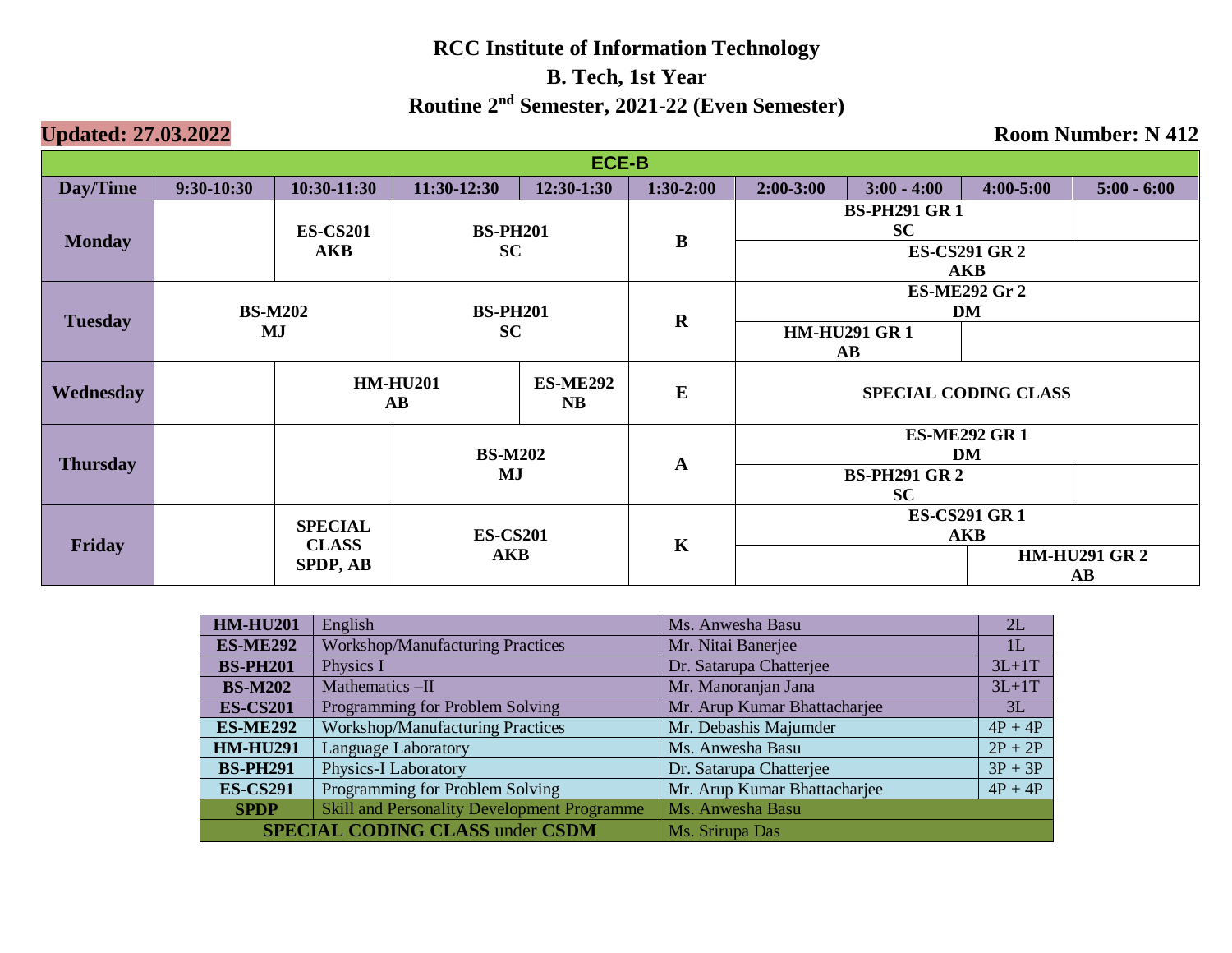# RCC Institute of Information Technology

## B. Tech, 1st Year

## Routine 2nd Semester, 2021-22 (Even Semester)

**Updated: 27.03.2022** **Room Number: N 412**

| ECE-B | | | | | | | | | |
|---|---|---|---|---|---|---|---|---|---|
| **Day/Time** | **9:30-10:30** | **10:30-11:30** | **11:30-12:30** | **12:30-1:30** | **1:30-2:00** | **2:00-3:00** | **3:00 - 4:00** | **4:00-5:00** | **5:00 - 6:00** |
| **Monday** | | **ES-CS201 AKB** | **BS-PH201 SC** | | **B** | **BS-PH291 GR 1 SC** / **ES-CS291 GR 2 AKB** | | | |
| **Tuesday** | **BS-M202 MJ** | | **BS-PH201 SC** | | **R** | **ES-ME292 Gr 2 DM** / **HM-HU291 GR 1 AB** | | | |
| **Wednesday** | | **HM-HU201 AB** | | **ES-ME292 NB** | **E** | **SPECIAL CODING CLASS** | | | |
| **Thursday** | | | **BS-M202 MJ** | | **A** | **ES-ME292 GR 1 DM** / **BS-PH291 GR 2 SC** | | | |
| **Friday** | | **SPECIAL CLASS SPDP, AB** | **ES-CS201 AKB** | | **K** | **ES-CS291 GR 1 AKB** / **HM-HU291 GR 2 AB** | | | |

| | | | |
|---|---|---|---|
| **HM-HU201** | English | Ms. Anwesha Basu | 2L |
| **ES-ME292** | Workshop/Manufacturing Practices | Mr. Nitai Banerjee | 1L |
| **BS-PH201** | Physics I | Dr. Satarupa Chatterjee | 3L+1T |
| **BS-M202** | Mathematics –II | Mr. Manoranjan Jana | 3L+1T |
| **ES-CS201** | Programming for Problem Solving | Mr. Arup Kumar Bhattacharjee | 3L |
| **ES-ME292** | Workshop/Manufacturing Practices | Mr. Debashis Majumder | 4P + 4P |
| **HM-HU291** | Language Laboratory | Ms. Anwesha Basu | 2P + 2P |
| **BS-PH291** | Physics-I Laboratory | Dr. Satarupa Chatterjee | 3P + 3P |
| **ES-CS291** | Programming for Problem Solving | Mr. Arup Kumar Bhattacharjee | 4P + 4P |
| **SPDP** | Skill and Personality Development Programme | Ms. Anwesha Basu | |
| **SPECIAL CODING CLASS** under **CSDM** | | Ms. Srirupa Das | |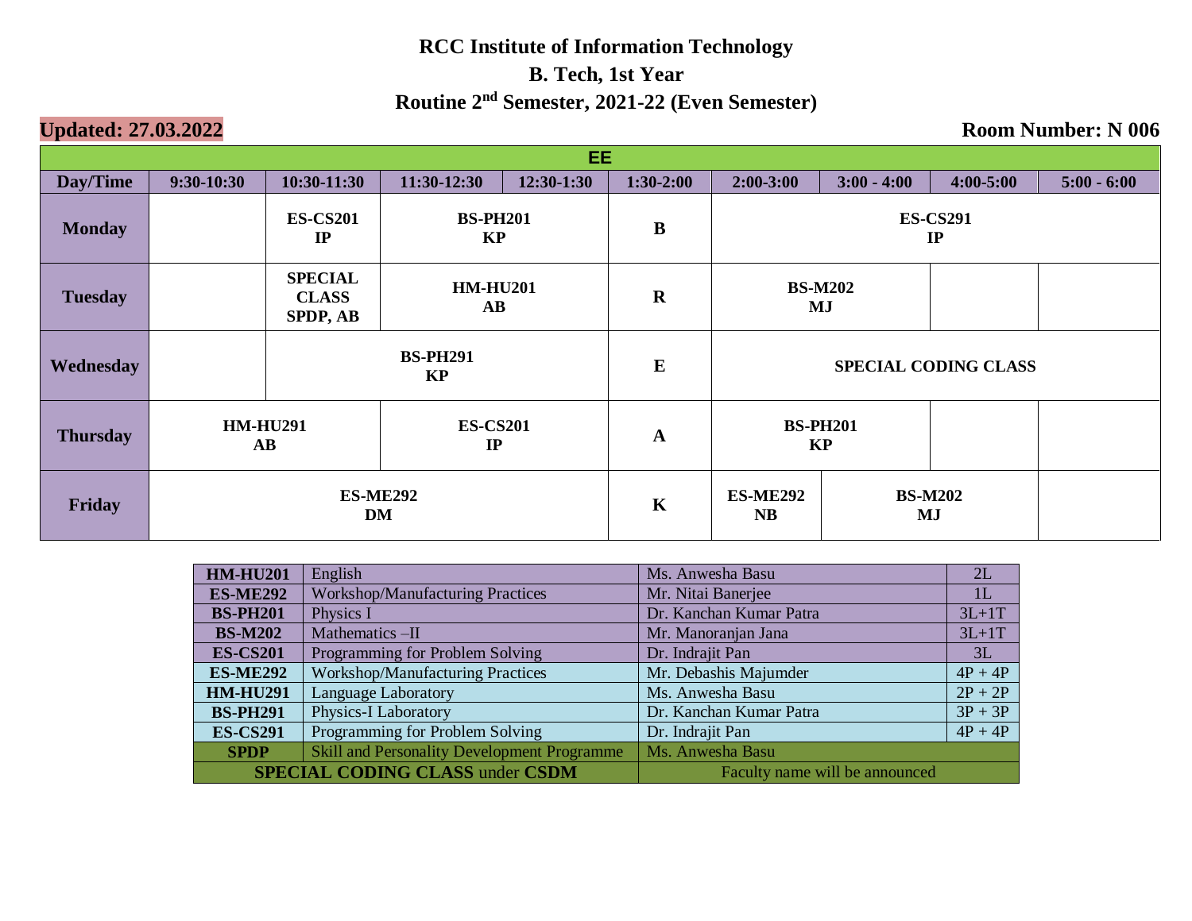# RCC Institute of Information Technology

## B. Tech, 1st Year

## Routine 2nd Semester, 2021-22 (Even Semester)

**Updated: 27.03.2022** **Room Number: N 006**

| EE | | | | | | | | | |
|---|---|---|---|---|---|---|---|---|---|
| **Day/Time** | **9:30-10:30** | **10:30-11:30** | **11:30-12:30** | **12:30-1:30** | **1:30-2:00** | **2:00-3:00** | **3:00 - 4:00** | **4:00-5:00** | **5:00 - 6:00** |
| **Monday** | | **ES-CS201 IP** | **BS-PH201 KP** | | **B** | **ES-CS291 IP** | | | |
| **Tuesday** | | **SPECIAL CLASS SPDP, AB** | **HM-HU201 AB** | | **R** | **BS-M202 MJ** | | | |
| **Wednesday** | | **BS-PH291 KP** | | | **E** | **SPECIAL CODING CLASS** | | | |
| **Thursday** | **HM-HU291 AB** | | **ES-CS201 IP** | | **A** | **BS-PH201 KP** | | | |
| **Friday** | **ES-ME292 DM** | | | | **K** | **ES-ME292 NB** | **BS-M202 MJ** | | |

| Code | Subject | Faculty | Load |
|---|---|---|---|
| **HM-HU201** | English | Ms. Anwesha Basu | 2L |
| **ES-ME292** | Workshop/Manufacturing Practices | Mr. Nitai Banerjee | 1L |
| **BS-PH201** | Physics I | Dr. Kanchan Kumar Patra | 3L+1T |
| **BS-M202** | Mathematics –II | Mr. Manoranjan Jana | 3L+1T |
| **ES-CS201** | Programming for Problem Solving | Dr. Indrajit Pan | 3L |
| **ES-ME292** | Workshop/Manufacturing Practices | Mr. Debashis Majumder | 4P + 4P |
| **HM-HU291** | Language Laboratory | Ms. Anwesha Basu | 2P + 2P |
| **BS-PH291** | Physics-I Laboratory | Dr. Kanchan Kumar Patra | 3P + 3P |
| **ES-CS291** | Programming for Problem Solving | Dr. Indrajit Pan | 4P + 4P |
| **SPDP** | Skill and Personality Development Programme | Ms. Anwesha Basu | |
| **SPECIAL CODING CLASS** under **CSDM** | | Faculty name will be announced | |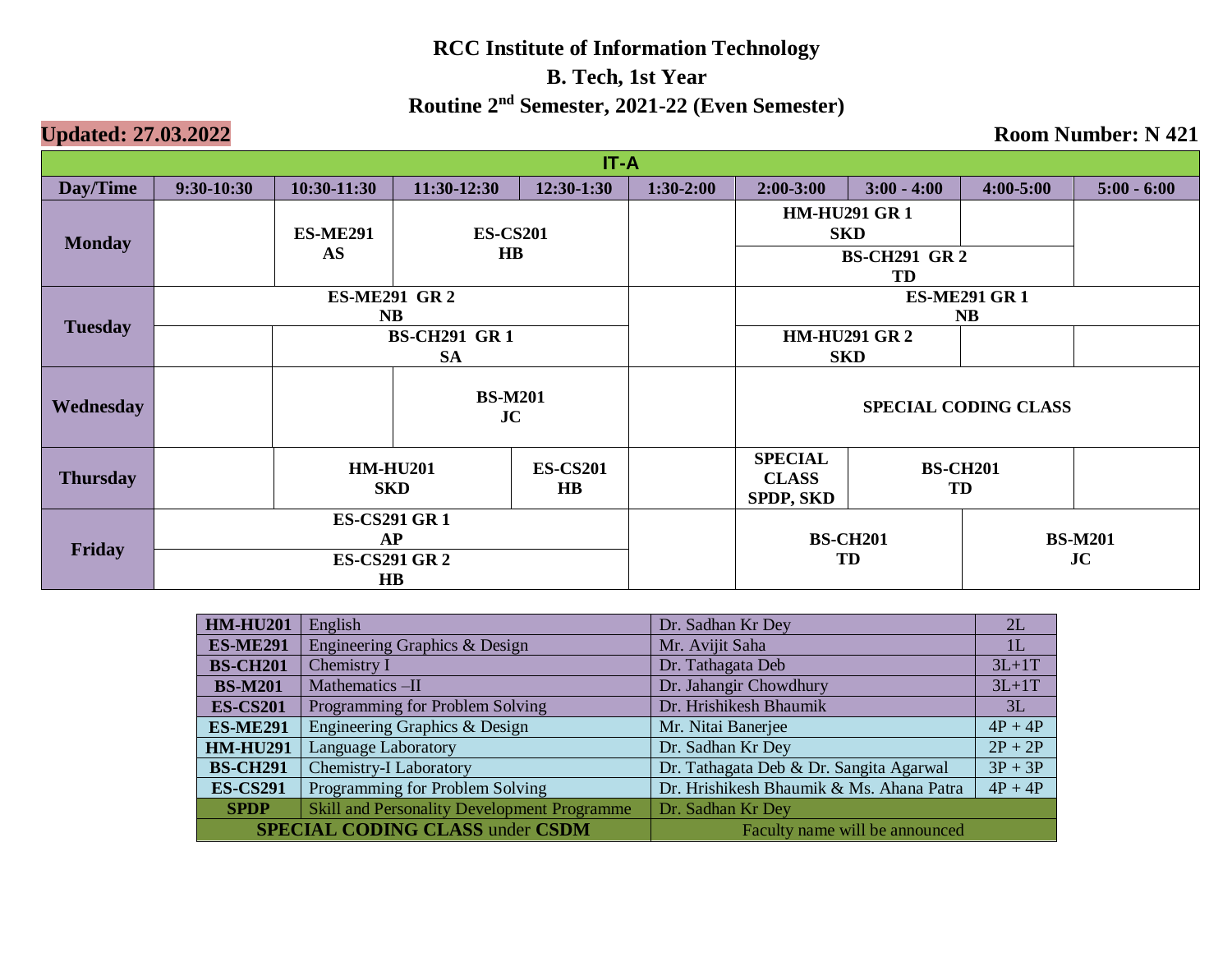# RCC Institute of Information Technology

## B. Tech, 1st Year

## Routine 2nd Semester, 2021-22 (Even Semester)

**Updated: 27.03.2022**

**Room Number: N 421**

**IT-A**

| Day/Time | 9:30-10:30 | 10:30-11:30 | 11:30-12:30 | 12:30-1:30 | 1:30-2:00 | 2:00-3:00 | 3:00 - 4:00 | 4:00-5:00 | 5:00 - 6:00 |
|---|---|---|---|---|---|---|---|---|---|
| Monday | | ES-ME291 AS | ES-CS201 HB | | | HM-HU291 GR 1 SKD / BS-CH291 GR 2 TD | | | |
| Tuesday | ES-ME291 GR 2 NB | BS-CH291 GR 1 SA | | | | ES-ME291 GR 1 NB / HM-HU291 GR 2 SKD | | | |
| Wednesday | | | BS-M201 JC | | | SPECIAL CODING CLASS | | | |
| Thursday | | HM-HU201 SKD | | ES-CS201 HB | | SPECIAL CLASS SPDP, SKD | BS-CH201 TD | | |
| Friday | ES-CS291 GR 1 AP / ES-CS291 GR 2 HB | | | | | BS-CH201 TD | | BS-M201 JC | |

| Code | Subject | Faculty | Load |
|---|---|---|---|
| HM-HU201 | English | Dr. Sadhan Kr Dey | 2L |
| ES-ME291 | Engineering Graphics & Design | Mr. Avijit Saha | 1L |
| BS-CH201 | Chemistry I | Dr. Tathagata Deb | 3L+1T |
| BS-M201 | Mathematics –II | Dr. Jahangir Chowdhury | 3L+1T |
| ES-CS201 | Programming for Problem Solving | Dr. Hrishikesh Bhaumik | 3L |
| ES-ME291 | Engineering Graphics & Design | Mr. Nitai Banerjee | 4P + 4P |
| HM-HU291 | Language Laboratory | Dr. Sadhan Kr Dey | 2P + 2P |
| BS-CH291 | Chemistry-I Laboratory | Dr. Tathagata Deb & Dr. Sangita Agarwal | 3P + 3P |
| ES-CS291 | Programming for Problem Solving | Dr. Hrishikesh Bhaumik & Ms. Ahana Patra | 4P + 4P |
| SPDP | Skill and Personality Development Programme | Dr. Sadhan Kr Dey | |
| **SPECIAL CODING CLASS** under **CSDM** | | Faculty name will be announced | |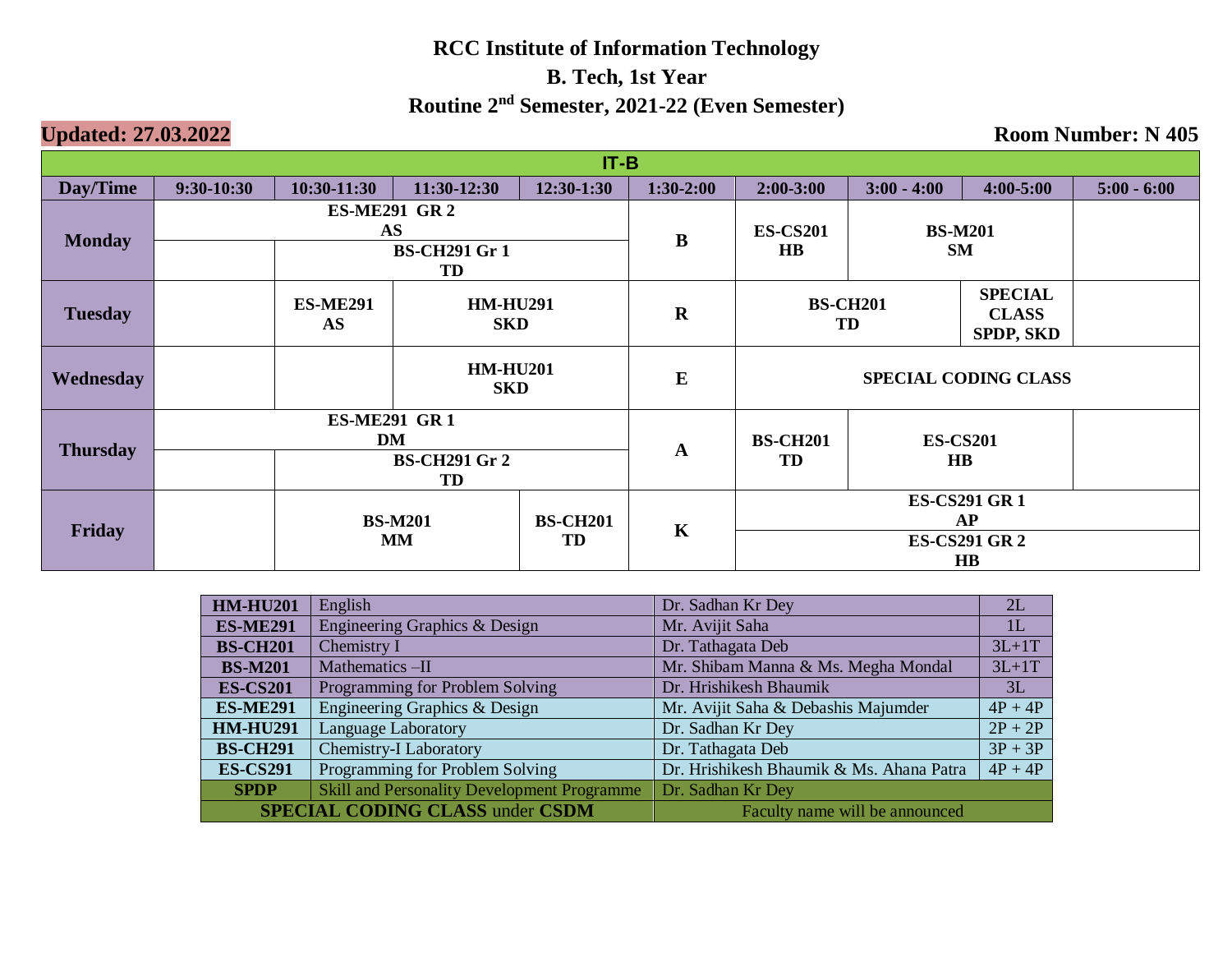# RCC Institute of Information Technology

## B. Tech, 1st Year

## Routine 2nd Semester, 2021-22 (Even Semester)

**Updated: 27.03.2022**

**Room Number: N 405**

| IT-B | | | | | | | | | |
|---|---|---|---|---|---|---|---|---|---|
| **Day/Time** | **9:30-10:30** | **10:30-11:30** | **11:30-12:30** | **12:30-1:30** | **1:30-2:00** | **2:00-3:00** | **3:00 - 4:00** | **4:00-5:00** | **5:00 - 6:00** |
| **Monday** | **ES-ME291 GR 2 AS** | | | | **B** | **ES-CS201 HB** | **BS-M201 SM** | | |
| | | **BS-CH291 Gr 1 TD** | | | | | | | |
| **Tuesday** | | **ES-ME291 AS** | **HM-HU291 SKD** | | **R** | **BS-CH201 TD** | | **SPECIAL CLASS SPDP, SKD** | |
| **Wednesday** | | | **HM-HU201 SKD** | | **E** | **SPECIAL CODING CLASS** | | | |
| **Thursday** | **ES-ME291 GR 1 DM** | | | | **A** | **BS-CH201 TD** | **ES-CS201 HB** | | |
| | | **BS-CH291 Gr 2 TD** | | | | | | | |
| **Friday** | | **BS-M201 MM** | | **BS-CH201 TD** | **K** | **ES-CS291 GR 1 AP** | | | |
| | | | | | | **ES-CS291 GR 2 HB** | | | |

| | | | |
|---|---|---|---|
| **HM-HU201** | English | Dr. Sadhan Kr Dey | 2L |
| **ES-ME291** | Engineering Graphics & Design | Mr. Avijit Saha | 1L |
| **BS-CH201** | Chemistry I | Dr. Tathagata Deb | 3L+1T |
| **BS-M201** | Mathematics –II | Mr. Shibam Manna & Ms. Megha Mondal | 3L+1T |
| **ES-CS201** | Programming for Problem Solving | Dr. Hrishikesh Bhaumik | 3L |
| **ES-ME291** | Engineering Graphics & Design | Mr. Avijit Saha & Debashis Majumder | 4P + 4P |
| **HM-HU291** | Language Laboratory | Dr. Sadhan Kr Dey | 2P + 2P |
| **BS-CH291** | Chemistry-I Laboratory | Dr. Tathagata Deb | 3P + 3P |
| **ES-CS291** | Programming for Problem Solving | Dr. Hrishikesh Bhaumik & Ms. Ahana Patra | 4P + 4P |
| **SPDP** | Skill and Personality Development Programme | Dr. Sadhan Kr Dey | |
| **SPECIAL CODING CLASS** under **CSDM** | | Faculty name will be announced | |